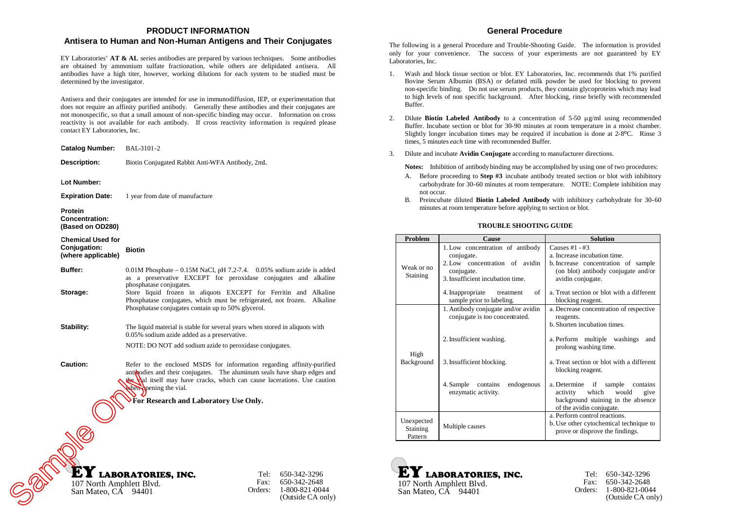## PRODUCT INFORMATION

## Antisera to Human and Non-Human Antigens and Their Conjugates

EY Laboratories' **AT & AL** series antibodies are prepared by various techniques. Some antibodies are obtained by ammonium sulfate fractionation, while others are delipidated antisera. All antibodies have a high titer, however, working dilutions for each system to be studied must be determined by the investigator.

Antisera and their conjugates are intended for use in immunodiffusion, IEP, or experimentation that does not require an affinity purified antibody. Generally these antibodies and their conjugates are not monospecific, so that a small amount of non-specific binding may occur. Information on cross reactivity is not available for each antibody. If cross reactivity information is required please contact EY Laboratories, Inc.

**Catalog Number:** BAL-3101-2

**Description:** Biotin Conjugated Rabbit Anti-WFA Antibody, 2mL

**Lot Number:**

**Expiration Date:** 1 year from date of manufacture

**Protein Concentration: (Based on OD280)**

**Chemical Used for Conjugation: (where applicable)** **Biotin**

**Buffer:** 0.01M Phosphate – 0.15M NaCl, pH 7.2-7.4. 0.05% sodium azide is added as a preservative EXCEPT for peroxidase conjugates and alkaline phosphatase conjugates.

**Storage:** Store liquid frozen in aliquots EXCEPT for Ferritin and Alkaline Phosphatase conjugates, which must be refrigerated, not frozen. Alkaline Phosphatase conjugates contain up to 50% glycerol.

**Stability:** The liquid material is stable for several years when stored in aliquots with 0.05% sodium azide added as a preservative.

NOTE: DO NOT add sodium azide to peroxidase conjugates.

**Caution:** Refer to the enclosed MSDS for information regarding affinity-purified antibodies and their conjugates. The aluminum seals have sharp edges and the vial itself may have cracks, which can cause lacerations. Use caution when opening the vial.

**For Research and Laboratory Use Only.**

Sample Only

**EY LABORATORIES, INC.**
107 North Amphlett Blvd.
San Mateo, CA 94401

Tel: 650-342-3296
Fax: 650-342-2648
Orders: 1-800-821-0044 (Outside CA only)

## General Procedure

The following is a general Procedure and Trouble-Shooting Guide. The information is provided only for your convenience. The success of your experiments are not guaranteed by EY Laboratories, Inc.

1. Wash and block tissue section or blot. EY Laboratories, Inc. recommends that 1% purified Bovine Serum Albumin (BSA) or defatted milk powder be used for blocking to prevent non-specific binding. Do not use serum products, they contain glycoproteins which may lead to high levels of non specific background. After blocking, rinse briefly with recommended Buffer.
2. Dilute **Biotin Labeled Antibody** to a concentration of 5-50 µg/ml using recommended Buffer. Incubate section or blot for 30-90 minutes at room temperature in a moist chamber. Slightly longer incubation times may be required if incubation is done at 2-8°C. Rinse 3 times, 5 minutes *each* time with recommended Buffer.
3. Dilute and incubate **Avidin Conjugate** according to manufacturer directions.

**Notes:** Inhibition of antibody binding may be accomplished by using one of two procedures:

A. Before proceeding to **Step #3** incubate antibody treated section or blot with inhibitory carbohydrate for 30-60 minutes at room temperature. NOTE: Complete inhibition may not occur.

B. Preincubate diluted **Biotin Labeled Antibody** with inhibitory carbohydrate for 30-60 minutes at room temperature before applying to section or blot.

**TROUBLE SHOOTING GUIDE**

| Problem | Cause | Solution |
|---|---|---|
| Weak or no Staining | 1. Low concentration of antibody conjugate.<br>2. Low concentration of avidin conjugate.<br>3. Insufficient incubation time. | Causes #1 - #3<br>a. Increase incubation time.<br>b. Increase concentration of sample (on blot) antibody conjugate and/or avidin conjugate. |
| | 4. Inappropriate treatment of sample prior to labeling. | a. Treat section or blot with a different blocking reagent. |
| High Background | 1. Antibody conjugate and/or avidin conjugate is too concentrated. | a. Decrease concentration of respective reagents.<br>b. Shorten incubation times. |
| | 2. Insufficient washing. | a. Perform multiple washings and prolong washing time. |
| | 3. Insufficient blocking. | a. Treat section or blot with a different blocking reagent. |
| | 4. Sample contains endogenous enzymatic activity. | a. Determine if sample contains activity which would give background staining in the absence of the avidin conjugate. |
| Unexpected Staining Pattern | Multiple causes | a. Perform control reactions.<br>b. Use other cytochemical technique to prove or disprove the findings. |

**EY LABORATORIES, INC.**
107 North Amphlett Blvd.
San Mateo, CA 94401

Tel: 650-342-3296
Fax: 650-342-2648
Orders: 1-800-821-0044 (Outside CA only)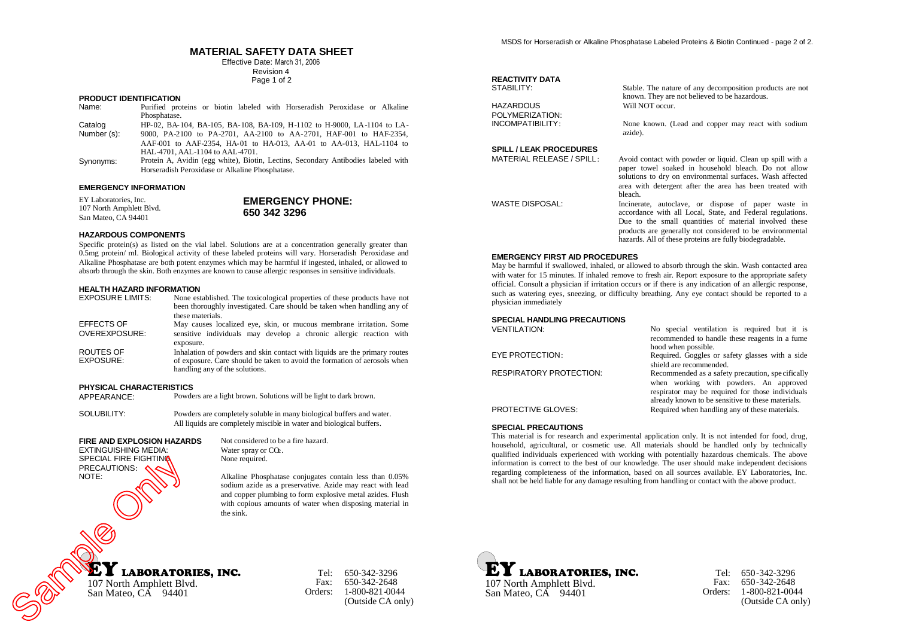# MATERIAL SAFETY DATA SHEET

Effective Date: March 31, 2006
Revision 4

## PRODUCT IDENTIFICATION

| | |
|---|---|
| Name: | Purified proteins or biotin labeled with Horseradish Peroxidase or Alkaline Phosphatase. |
| Catalog Number (s): | HP-02, BA-104, BA-105, BA-108, BA-109, H-1102 to H-9000, LA-1104 to LA-9000, PA-2100 to PA-2701, AA-2100 to AA-2701, HAF-001 to HAF-2354, AAF-001 to AAF-2354, HA-01 to HA-013, AA-01 to AA-013, HAL-1104 to HAL-4701, AAL-1104 to AAL-4701. |
| Synonyms: | Protein A, Avidin (egg white), Biotin, Lectins, Secondary Antibodies labeled with Horseradish Peroxidase or Alkaline Phosphatase. |

## EMERGENCY INFORMATION

EY Laboratories, Inc.
107 North Amphlett Blvd.
San Mateo, CA 94401

**EMERGENCY PHONE: 650 342 3296**

## HAZARDOUS COMPONENTS

Specific protein(s) as listed on the vial label. Solutions are at a concentration generally greater than 0.5mg protein/ ml. Biological activity of these labeled proteins will vary. Horseradish Peroxidase and Alkaline Phosphatase are both potent enzymes which may be harmful if ingested, inhaled, or allowed to absorb through the skin. Both enzymes are known to cause allergic responses in sensitive individuals.

## HEALTH HAZARD INFORMATION

| | |
|---|---|
| EXPOSURE LIMITS: | None established. The toxicological properties of these products have not been thoroughly investigated. Care should be taken when handling any of these materials. |
| EFFECTS OF OVEREXPOSURE: | May causes localized eye, skin, or mucous membrane irritation. Some sensitive individuals may develop a chronic allergic reaction with exposure. |
| ROUTES OF EXPOSURE: | Inhalation of powders and skin contact with liquids are the primary routes of exposure. Care should be taken to avoid the formation of aerosols when handling any of the solutions. |

## PHYSICAL CHARACTERISTICS

| | |
|---|---|
| APPEARANCE: | Powders are a light brown. Solutions will be light to dark brown. |
| SOLUBILITY: | Powders are completely soluble in many biological buffers and water. All liquids are completely miscible in water and biological buffers. |

## FIRE AND EXPLOSION HAZARDS

Not considered to be a fire hazard.

| | |
|---|---|
| EXTINGUISHING MEDIA: | Water spray or $CO_2$. |
| SPECIAL FIRE FIGHTING PRECAUTIONS: | None required. |
| NOTE: | Alkaline Phosphatase conjugates contain less than 0.05% sodium azide as a preservative. Azide may react with lead and copper plumbing to form explosive metal azides. Flush with copious amounts of water when disposing material in the sink. |

Sample Only

EY LABORATORIES, INC.
107 North Amphlett Blvd.
San Mateo, CA 94401

Tel: 650-342-3296
Fax: 650-342-2648
Orders: 1-800-821-0044 (Outside CA only)

MSDS for Horseradish or Alkaline Phosphatase Labeled Proteins & Biotin Continued - page 2 of 2.

## REACTIVITY DATA

| | |
|---|---|
| STABILITY: | Stable. The nature of any decomposition products are not known. They are not believed to be hazardous. |
| HAZARDOUS POLYMERIZATION: | Will NOT occur. |
| INCOMPATIBILITY: | None known. (Lead and copper may react with sodium azide). |

## SPILL / LEAK PROCEDURES

| | |
|---|---|
| MATERIAL RELEASE / SPILL: | Avoid contact with powder or liquid. Clean up spill with a paper towel soaked in household bleach. Do not allow solutions to dry on environmental surfaces. Wash affected area with detergent after the area has been treated with bleach. |
| WASTE DISPOSAL: | Incinerate, autoclave, or dispose of paper waste in accordance with all Local, State, and Federal regulations. Due to the small quantities of material involved these products are generally not considered to be environmental hazards. All of these proteins are fully biodegradable. |

## EMERGENCY FIRST AID PROCEDURES

May be harmful if swallowed, inhaled, or allowed to absorb through the skin. Wash contacted area with water for 15 minutes. If inhaled remove to fresh air. Report exposure to the appropriate safety official. Consult a physician if irritation occurs or if there is any indication of an allergic response, such as watering eyes, sneezing, or difficulty breathing. Any eye contact should be reported to a physician immediately

## SPECIAL HANDLING PRECAUTIONS

| | |
|---|---|
| VENTILATION: | No special ventilation is required but it is recommended to handle these reagents in a fume hood when possible. |
| EYE PROTECTION: | Required. Goggles or safety glasses with a side shield are recommended. |
| RESPIRATORY PROTECTION: | Recommended as a safety precaution, specifically when working with powders. An approved respirator may be required for those individuals already known to be sensitive to these materials. |
| PROTECTIVE GLOVES: | Required when handling any of these materials. |

## SPECIAL PRECAUTIONS

This material is for research and experimental application only. It is not intended for food, drug, household, agricultural, or cosmetic use. All materials should be handled only by technically qualified individuals experienced with working with potentially hazardous chemicals. The above information is correct to the best of our knowledge. The user should make independent decisions regarding completeness of the information, based on all sources available. EY Laboratories, Inc. shall not be held liable for any damage resulting from handling or contact with the above product.

EY LABORATORIES, INC.
107 North Amphlett Blvd.
San Mateo, CA 94401

Tel: 650-342-3296
Fax: 650-342-2648
Orders: 1-800-821-0044 (Outside CA only)